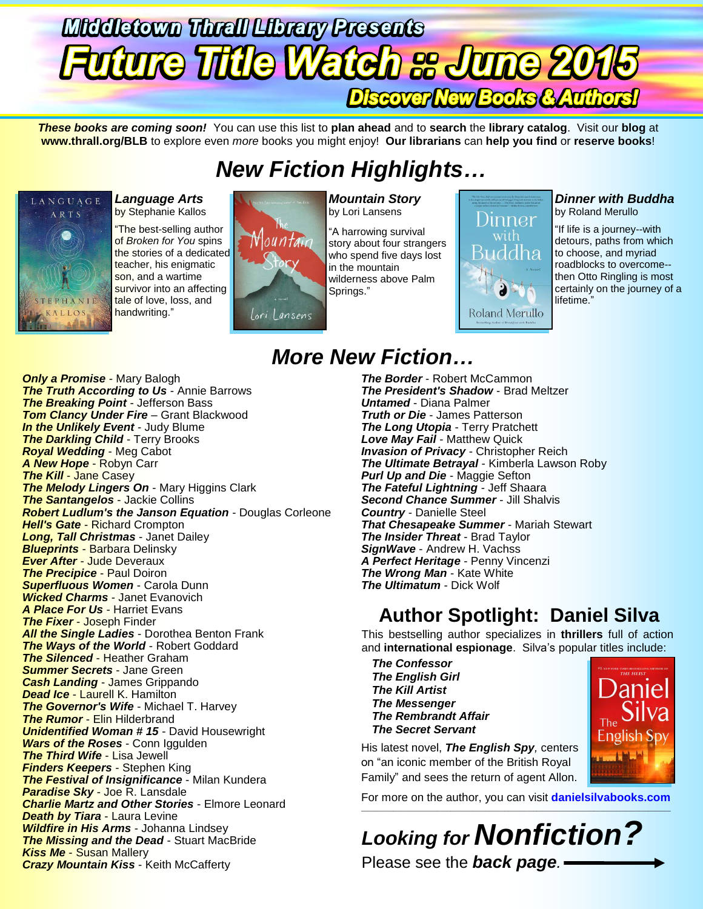# Middletown Thrall Library Presents

# Future Title Watch :: June 2015

## Discover New Books & Authors!

***These books are coming soon!*** You can use this list to **plan ahead** and to **search** the **library catalog**. Visit our **blog** at **www.thrall.org/BLB** to explore even *more* books you might enjoy! **Our librarians** can **help you find** or **reserve books**!

## New Fiction Highlights…

***Language Arts***
by Stephanie Kallos

"The best-selling author of *Broken for You* spins the stories of a dedicated teacher, his enigmatic son, and a wartime survivor into an affecting tale of love, loss, and handwriting."

***Mountain Story***
by Lori Lansens

"A harrowing survival story about four strangers who spend five days lost in the mountain wilderness above Palm Springs."

***Dinner with Buddha***
by Roland Merullo

"If life is a journey--with detours, paths from which to choose, and myriad roadblocks to overcome--then Otto Ringling is most certainly on the journey of a lifetime."

## More New Fiction…

- ***Only a Promise*** - Mary Balogh
- ***The Truth According to Us*** - Annie Barrows
- ***The Breaking Point*** - Jefferson Bass
- ***Tom Clancy Under Fire*** – Grant Blackwood
- ***In the Unlikely Event*** - Judy Blume
- ***The Darkling Child*** - Terry Brooks
- ***Royal Wedding*** - Meg Cabot
- ***A New Hope*** - Robyn Carr
- ***The Kill*** - Jane Casey
- ***The Melody Lingers On*** - Mary Higgins Clark
- ***The Santangelos*** - Jackie Collins
- ***Robert Ludlum's the Janson Equation*** - Douglas Corleone
- ***Hell's Gate*** - Richard Crompton
- ***Long, Tall Christmas*** - Janet Dailey
- ***Blueprints*** - Barbara Delinsky
- ***Ever After*** - Jude Deveraux
- ***The Precipice*** - Paul Doiron
- ***Superfluous Women*** - Carola Dunn
- ***Wicked Charms*** - Janet Evanovich
- ***A Place For Us*** - Harriet Evans
- ***The Fixer*** - Joseph Finder
- ***All the Single Ladies*** - Dorothea Benton Frank
- ***The Ways of the World*** - Robert Goddard
- ***The Silenced*** - Heather Graham
- ***Summer Secrets*** - Jane Green
- ***Cash Landing*** - James Grippando
- ***Dead Ice*** - Laurell K. Hamilton
- ***The Governor's Wife*** - Michael T. Harvey
- ***The Rumor*** - Elin Hilderbrand
- ***Unidentified Woman # 15*** - David Housewright
- ***Wars of the Roses*** - Conn Iggulden
- ***The Third Wife*** - Lisa Jewell
- ***Finders Keepers*** - Stephen King
- ***The Festival of Insignificance*** - Milan Kundera
- ***Paradise Sky*** - Joe R. Lansdale
- ***Charlie Martz and Other Stories*** - Elmore Leonard
- ***Death by Tiara*** - Laura Levine
- ***Wildfire in His Arms*** - Johanna Lindsey
- ***The Missing and the Dead*** - Stuart MacBride
- ***Kiss Me*** - Susan Mallery
- ***Crazy Mountain Kiss*** - Keith McCafferty
- ***The Border*** - Robert McCammon
- ***The President's Shadow*** - Brad Meltzer
- ***Untamed*** - Diana Palmer
- ***Truth or Die*** - James Patterson
- ***The Long Utopia*** - Terry Pratchett
- ***Love May Fail*** - Matthew Quick
- ***Invasion of Privacy*** - Christopher Reich
- ***The Ultimate Betrayal*** - Kimberla Lawson Roby
- ***Purl Up and Die*** - Maggie Sefton
- ***The Fateful Lightning*** - Jeff Shaara
- ***Second Chance Summer*** - Jill Shalvis
- ***Country*** - Danielle Steel
- ***That Chesapeake Summer*** - Mariah Stewart
- ***The Insider Threat*** - Brad Taylor
- ***SignWave*** - Andrew H. Vachss
- ***A Perfect Heritage*** - Penny Vincenzi
- ***The Wrong Man*** - Kate White
- ***The Ultimatum*** - Dick Wolf

## Author Spotlight: Daniel Silva

This bestselling author specializes in **thrillers** full of action and **international espionage**. Silva's popular titles include:

- ***The Confessor***
- ***The English Girl***
- ***The Kill Artist***
- ***The Messenger***
- ***The Rembrandt Affair***
- ***The Secret Servant***

His latest novel, ***The English Spy***, centers on "an iconic member of the British Royal Family" and sees the return of agent Allon.

For more on the author, you can visit **danielsilvabooks.com**

## *Looking for* Nonfiction?

Please see the ***back page***. ⟶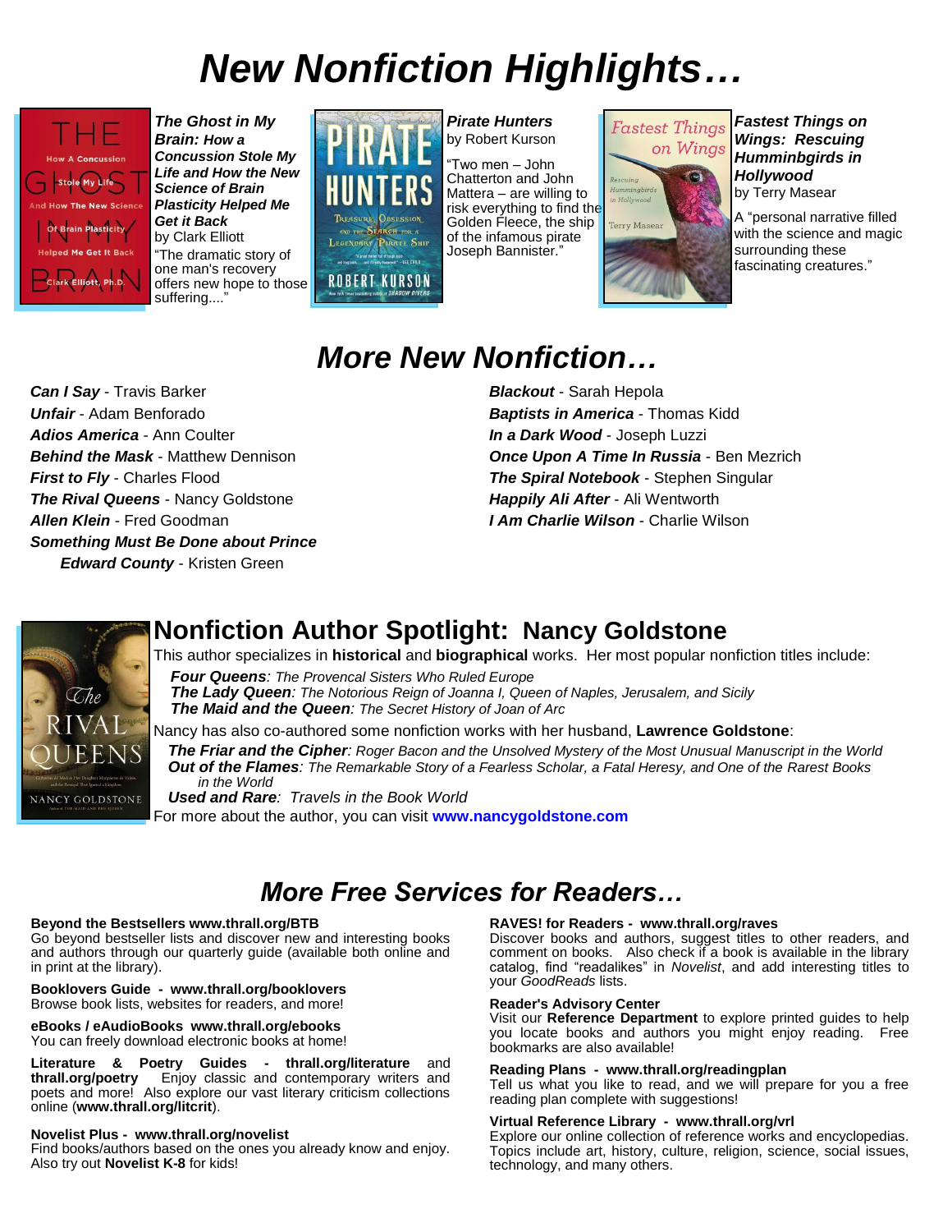# *New Nonfiction Highlights…*

***The Ghost in My Brain: How a Concussion Stole My Life and How the New Science of Brain Plasticity Helped Me Get it Back***
by Clark Elliott
"The dramatic story of one man's recovery offers new hope to those suffering...."

***Pirate Hunters***
by Robert Kurson
"Two men – John Chatterton and John Mattera – are willing to risk everything to find the Golden Fleece, the ship of the infamous pirate Joseph Bannister."

***Fastest Things on Wings: Rescuing Humminbgirds in Hollywood***
by Terry Masear
A "personal narrative filled with the science and magic surrounding these fascinating creatures."

## *More New Nonfiction…*

***Can I Say*** - Travis Barker
***Unfair*** - Adam Benforado
***Adios America*** - Ann Coulter
***Behind the Mask*** - Matthew Dennison
***First to Fly*** - Charles Flood
***The Rival Queens*** - Nancy Goldstone
***Allen Klein*** - Fred Goodman
***Something Must Be Done about Prince Edward County*** - Kristen Green
***Blackout*** - Sarah Hepola
***Baptists in America*** - Thomas Kidd
***In a Dark Wood*** - Joseph Luzzi
***Once Upon A Time In Russia*** - Ben Mezrich
***The Spiral Notebook*** - Stephen Singular
***Happily Ali After*** - Ali Wentworth
***I Am Charlie Wilson*** - Charlie Wilson

## Nonfiction Author Spotlight: Nancy Goldstone

This author specializes in **historical** and **biographical** works. Her most popular nonfiction titles include:

***Four Queens****: The Provencal Sisters Who Ruled Europe*
***The Lady Queen****: The Notorious Reign of Joanna I, Queen of Naples, Jerusalem, and Sicily*
***The Maid and the Queen****: The Secret History of Joan of Arc*

Nancy has also co-authored some nonfiction works with her husband, **Lawrence Goldstone**:

***The Friar and the Cipher****: Roger Bacon and the Unsolved Mystery of the Most Unusual Manuscript in the World*
***Out of the Flames****: The Remarkable Story of a Fearless Scholar, a Fatal Heresy, and One of the Rarest Books in the World*
***Used and Rare****: Travels in the Book World*

For more about the author, you can visit **www.nancygoldstone.com**

## *More Free Services for Readers…*

**Beyond the Bestsellers www.thrall.org/BTB**
Go beyond bestseller lists and discover new and interesting books and authors through our quarterly guide (available both online and in print at the library).

**Booklovers Guide - www.thrall.org/booklovers**
Browse book lists, websites for readers, and more!

**eBooks / eAudioBooks www.thrall.org/ebooks**
You can freely download electronic books at home!

**Literature & Poetry Guides - thrall.org/literature** and **thrall.org/poetry** Enjoy classic and contemporary writers and poets and more! Also explore our vast literary criticism collections online (**www.thrall.org/litcrit**).

**Novelist Plus - www.thrall.org/novelist**
Find books/authors based on the ones you already know and enjoy. Also try out **Novelist K-8** for kids!

**RAVES! for Readers - www.thrall.org/raves**
Discover books and authors, suggest titles to other readers, and comment on books. Also check if a book is available in the library catalog, find "readalikes" in *Novelist*, and add interesting titles to your *GoodReads* lists.

**Reader's Advisory Center**
Visit our **Reference Department** to explore printed guides to help you locate books and authors you might enjoy reading. Free bookmarks are also available!

**Reading Plans - www.thrall.org/readingplan**
Tell us what you like to read, and we will prepare for you a free reading plan complete with suggestions!

**Virtual Reference Library - www.thrall.org/vrl**
Explore our online collection of reference works and encyclopedias. Topics include art, history, culture, religion, science, social issues, technology, and many others.